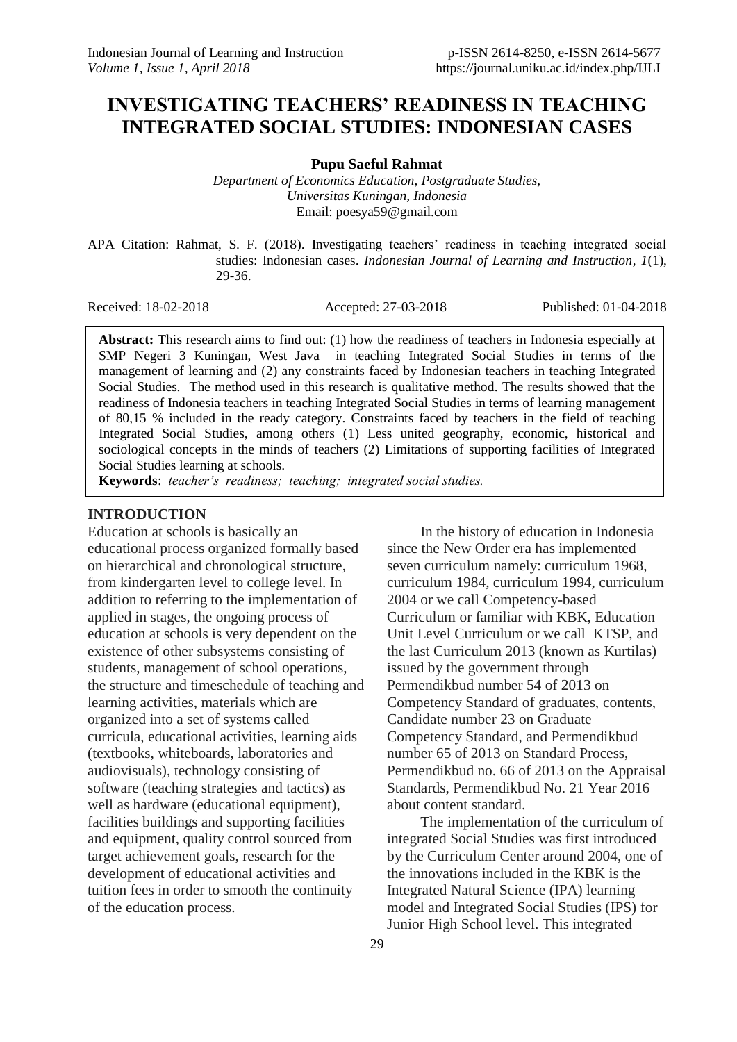# INVESTIGATING TEACHERS' READINESS IN TEACHING INTEGRATED SOCIAL STUDIES: INDONESIAN CASES

**Pupu Saeful Rahmat**

*Department of Economics Education, Postgraduate Studies, Universitas Kuningan, Indonesia*
Email: poesya59@gmail.com

APA Citation: Rahmat, S. F. (2018). Investigating teachers' readiness in teaching integrated social studies: Indonesian cases. *Indonesian Journal of Learning and Instruction, 1*(1), 29-36.

Received: 18-02-2018 Accepted: 27-03-2018 Published: 01-04-2018

**Abstract:** This research aims to find out: (1) how the readiness of teachers in Indonesia especially at SMP Negeri 3 Kuningan, West Java in teaching Integrated Social Studies in terms of the management of learning and (2) any constraints faced by Indonesian teachers in teaching Integrated Social Studies. The method used in this research is qualitative method. The results showed that the readiness of Indonesia teachers in teaching Integrated Social Studies in terms of learning management of 80,15 % included in the ready category. Constraints faced by teachers in the field of teaching Integrated Social Studies, among others (1) Less united geography, economic, historical and sociological concepts in the minds of teachers (2) Limitations of supporting facilities of Integrated Social Studies learning at schools.

**Keywords**: *teacher's readiness; teaching; integrated social studies.*

## INTRODUCTION

Education at schools is basically an educational process organized formally based on hierarchical and chronological structure, from kindergarten level to college level. In addition to referring to the implementation of applied in stages, the ongoing process of education at schools is very dependent on the existence of other subsystems consisting of students, management of school operations, the structure and timeschedule of teaching and learning activities, materials which are organized into a set of systems called curricula, educational activities, learning aids (textbooks, whiteboards, laboratories and audiovisuals), technology consisting of software (teaching strategies and tactics) as well as hardware (educational equipment), facilities buildings and supporting facilities and equipment, quality control sourced from target achievement goals, research for the development of educational activities and tuition fees in order to smooth the continuity of the education process.

In the history of education in Indonesia since the New Order era has implemented seven curriculum namely: curriculum 1968, curriculum 1984, curriculum 1994, curriculum 2004 or we call Competency-based Curriculum or familiar with KBK, Education Unit Level Curriculum or we call KTSP, and the last Curriculum 2013 (known as Kurtilas) issued by the government through Permendikbud number 54 of 2013 on Competency Standard of graduates, contents, Candidate number 23 on Graduate Competency Standard, and Permendikbud number 65 of 2013 on Standard Process, Permendikbud no. 66 of 2013 on the Appraisal Standards, Permendikbud No. 21 Year 2016 about content standard.

The implementation of the curriculum of integrated Social Studies was first introduced by the Curriculum Center around 2004, one of the innovations included in the KBK is the Integrated Natural Science (IPA) learning model and Integrated Social Studies (IPS) for Junior High School level. This integrated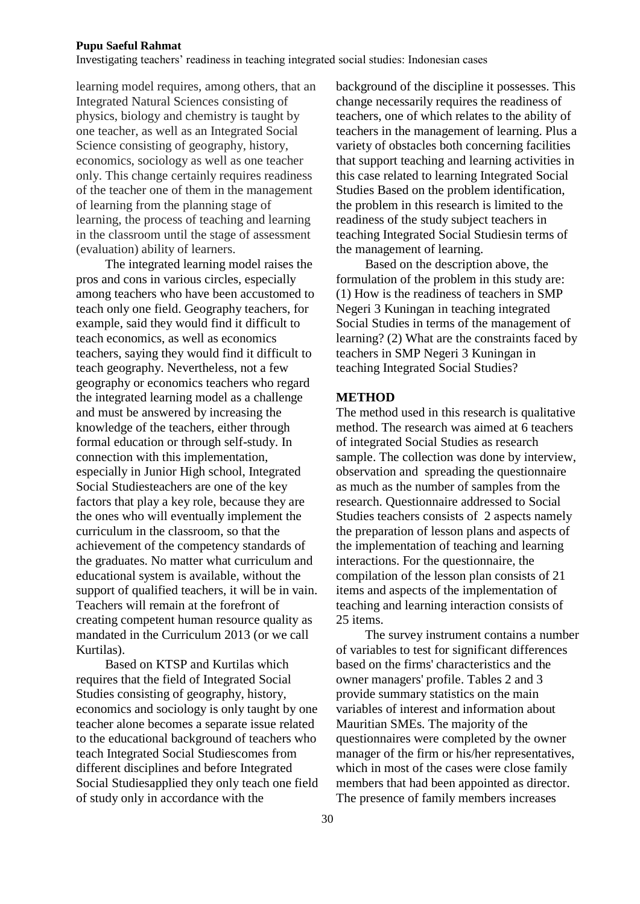learning model requires, among others, that an Integrated Natural Sciences consisting of physics, biology and chemistry is taught by one teacher, as well as an Integrated Social Science consisting of geography, history, economics, sociology as well as one teacher only. This change certainly requires readiness of the teacher one of them in the management of learning from the planning stage of learning, the process of teaching and learning in the classroom until the stage of assessment (evaluation) ability of learners.

The integrated learning model raises the pros and cons in various circles, especially among teachers who have been accustomed to teach only one field. Geography teachers, for example, said they would find it difficult to teach economics, as well as economics teachers, saying they would find it difficult to teach geography. Nevertheless, not a few geography or economics teachers who regard the integrated learning model as a challenge and must be answered by increasing the knowledge of the teachers, either through formal education or through self-study. In connection with this implementation, especially in Junior High school, Integrated Social Studiesteachers are one of the key factors that play a key role, because they are the ones who will eventually implement the curriculum in the classroom, so that the achievement of the competency standards of the graduates. No matter what curriculum and educational system is available, without the support of qualified teachers, it will be in vain. Teachers will remain at the forefront of creating competent human resource quality as mandated in the Curriculum 2013 (or we call Kurtilas).

Based on KTSP and Kurtilas which requires that the field of Integrated Social Studies consisting of geography, history, economics and sociology is only taught by one teacher alone becomes a separate issue related to the educational background of teachers who teach Integrated Social Studiescomes from different disciplines and before Integrated Social Studiesapplied they only teach one field of study only in accordance with the background of the discipline it possesses. This change necessarily requires the readiness of teachers, one of which relates to the ability of teachers in the management of learning. Plus a variety of obstacles both concerning facilities that support teaching and learning activities in this case related to learning Integrated Social Studies Based on the problem identification, the problem in this research is limited to the readiness of the study subject teachers in teaching Integrated Social Studiesin terms of the management of learning.

Based on the description above, the formulation of the problem in this study are: (1) How is the readiness of teachers in SMP Negeri 3 Kuningan in teaching integrated Social Studies in terms of the management of learning? (2) What are the constraints faced by teachers in SMP Negeri 3 Kuningan in teaching Integrated Social Studies?

## METHOD

The method used in this research is qualitative method. The research was aimed at 6 teachers of integrated Social Studies as research sample. The collection was done by interview, observation and spreading the questionnaire as much as the number of samples from the research. Questionnaire addressed to Social Studies teachers consists of 2 aspects namely the preparation of lesson plans and aspects of the implementation of teaching and learning interactions. For the questionnaire, the compilation of the lesson plan consists of 21 items and aspects of the implementation of teaching and learning interaction consists of 25 items.

The survey instrument contains a number of variables to test for significant differences based on the firms' characteristics and the owner managers' profile. Tables 2 and 3 provide summary statistics on the main variables of interest and information about Mauritian SMEs. The majority of the questionnaires were completed by the owner manager of the firm or his/her representatives, which in most of the cases were close family members that had been appointed as director. The presence of family members increases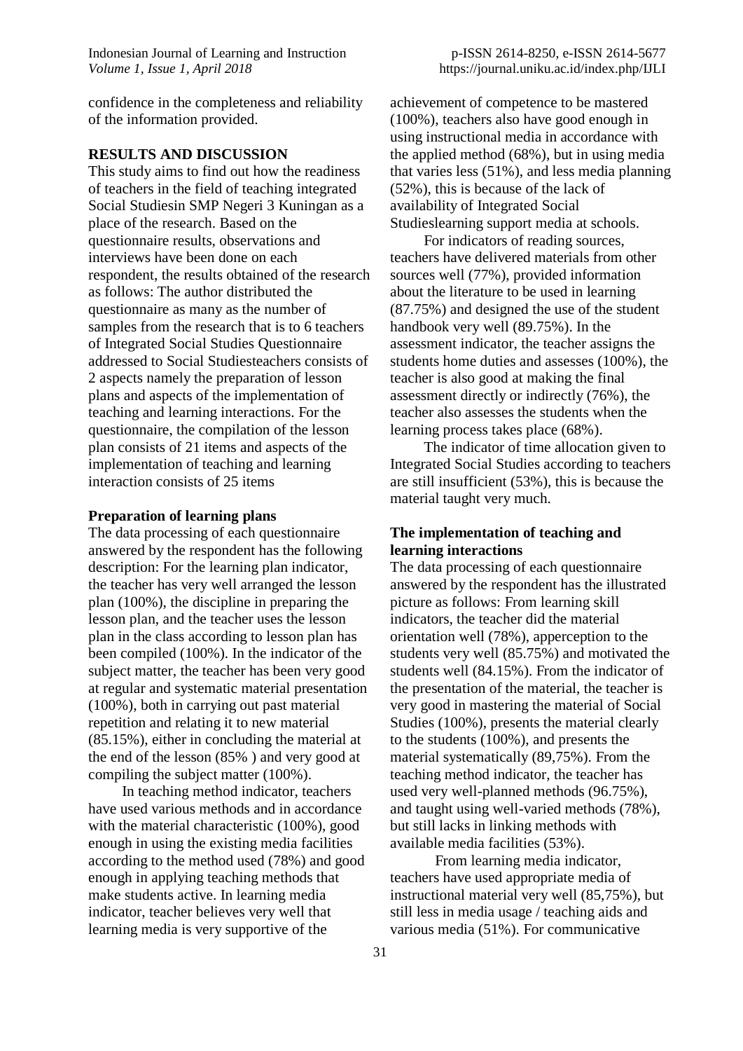confidence in the completeness and reliability of the information provided.

## RESULTS AND DISCUSSION

This study aims to find out how the readiness of teachers in the field of teaching integrated Social Studiesin SMP Negeri 3 Kuningan as a place of the research. Based on the questionnaire results, observations and interviews have been done on each respondent, the results obtained of the research as follows: The author distributed the questionnaire as many as the number of samples from the research that is to 6 teachers of Integrated Social Studies Questionnaire addressed to Social Studiesteachers consists of 2 aspects namely the preparation of lesson plans and aspects of the implementation of teaching and learning interactions. For the questionnaire, the compilation of the lesson plan consists of 21 items and aspects of the implementation of teaching and learning interaction consists of 25 items

### Preparation of learning plans

The data processing of each questionnaire answered by the respondent has the following description: For the learning plan indicator, the teacher has very well arranged the lesson plan (100%), the discipline in preparing the lesson plan, and the teacher uses the lesson plan in the class according to lesson plan has been compiled (100%). In the indicator of the subject matter, the teacher has been very good at regular and systematic material presentation (100%), both in carrying out past material repetition and relating it to new material (85.15%), either in concluding the material at the end of the lesson (85% ) and very good at compiling the subject matter (100%).

In teaching method indicator, teachers have used various methods and in accordance with the material characteristic (100%), good enough in using the existing media facilities according to the method used (78%) and good enough in applying teaching methods that make students active. In learning media indicator, teacher believes very well that learning media is very supportive of the achievement of competence to be mastered (100%), teachers also have good enough in using instructional media in accordance with the applied method (68%), but in using media that varies less (51%), and less media planning (52%), this is because of the lack of availability of Integrated Social Studieslearning support media at schools.

For indicators of reading sources, teachers have delivered materials from other sources well (77%), provided information about the literature to be used in learning (87.75%) and designed the use of the student handbook very well (89.75%). In the assessment indicator, the teacher assigns the students home duties and assesses (100%), the teacher is also good at making the final assessment directly or indirectly (76%), the teacher also assesses the students when the learning process takes place (68%).

The indicator of time allocation given to Integrated Social Studies according to teachers are still insufficient (53%), this is because the material taught very much.

### The implementation of teaching and learning interactions

The data processing of each questionnaire answered by the respondent has the illustrated picture as follows: From learning skill indicators, the teacher did the material orientation well (78%), apperception to the students very well (85.75%) and motivated the students well (84.15%). From the indicator of the presentation of the material, the teacher is very good in mastering the material of Social Studies (100%), presents the material clearly to the students (100%), and presents the material systematically (89,75%). From the teaching method indicator, the teacher has used very well-planned methods (96.75%), and taught using well-varied methods (78%), but still lacks in linking methods with available media facilities (53%).

From learning media indicator, teachers have used appropriate media of instructional material very well (85,75%), but still less in media usage / teaching aids and various media (51%). For communicative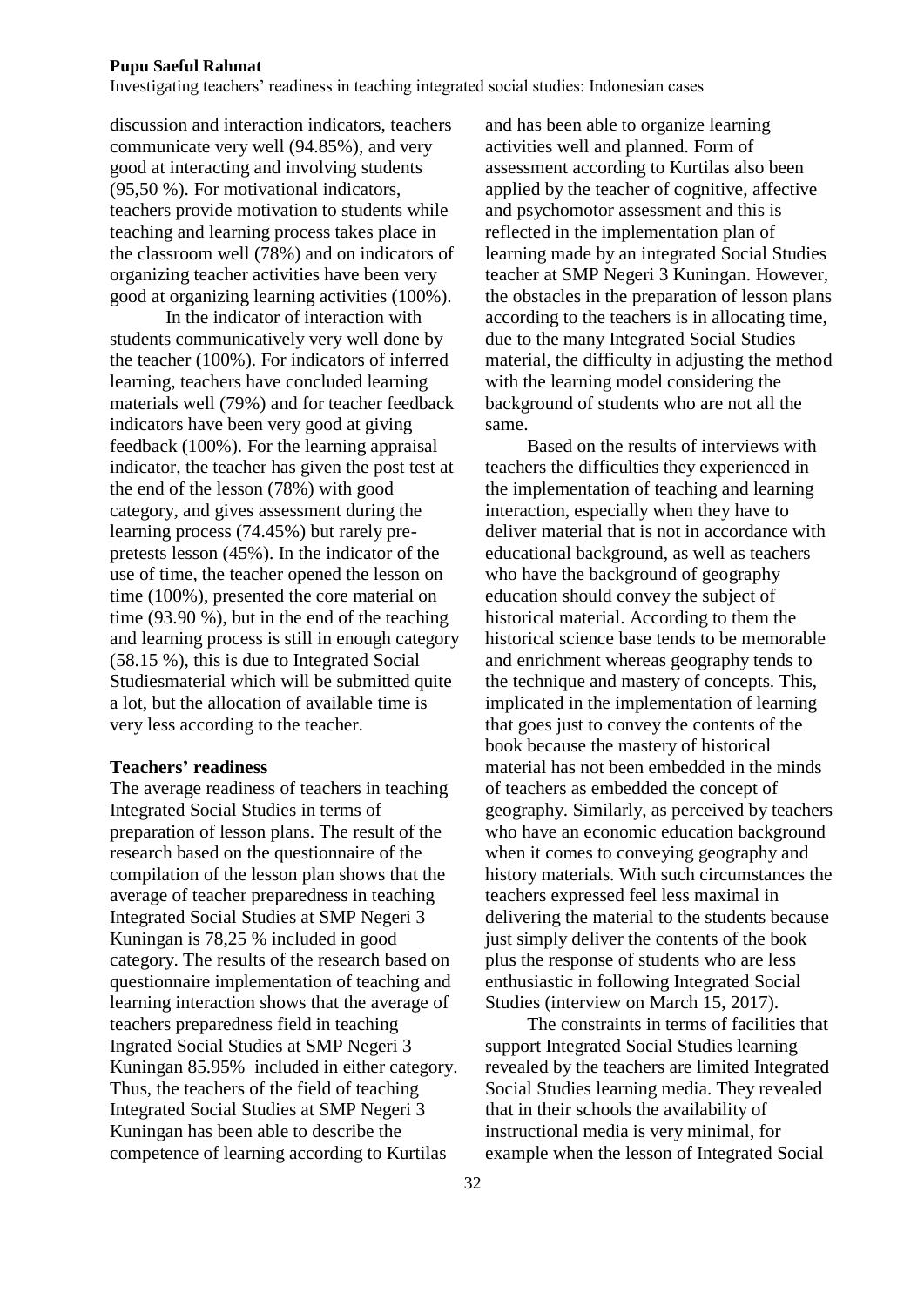discussion and interaction indicators, teachers communicate very well (94.85%), and very good at interacting and involving students (95,50 %). For motivational indicators, teachers provide motivation to students while teaching and learning process takes place in the classroom well (78%) and on indicators of organizing teacher activities have been very good at organizing learning activities (100%).

In the indicator of interaction with students communicatively very well done by the teacher (100%). For indicators of inferred learning, teachers have concluded learning materials well (79%) and for teacher feedback indicators have been very good at giving feedback (100%). For the learning appraisal indicator, the teacher has given the post test at the end of the lesson (78%) with good category, and gives assessment during the learning process (74.45%) but rarely pre-pretests lesson (45%). In the indicator of the use of time, the teacher opened the lesson on time (100%), presented the core material on time (93.90 %), but in the end of the teaching and learning process is still in enough category (58.15 %), this is due to Integrated Social Studiesmaterial which will be submitted quite a lot, but the allocation of available time is very less according to the teacher.

**Teachers' readiness**

The average readiness of teachers in teaching Integrated Social Studies in terms of preparation of lesson plans. The result of the research based on the questionnaire of the compilation of the lesson plan shows that the average of teacher preparedness in teaching Integrated Social Studies at SMP Negeri 3 Kuningan is 78,25 % included in good category. The results of the research based on questionnaire implementation of teaching and learning interaction shows that the average of teachers preparedness field in teaching Ingrated Social Studies at SMP Negeri 3 Kuningan 85.95% included in either category. Thus, the teachers of the field of teaching Integrated Social Studies at SMP Negeri 3 Kuningan has been able to describe the competence of learning according to Kurtilas and has been able to organize learning activities well and planned. Form of assessment according to Kurtilas also been applied by the teacher of cognitive, affective and psychomotor assessment and this is reflected in the implementation plan of learning made by an integrated Social Studies teacher at SMP Negeri 3 Kuningan. However, the obstacles in the preparation of lesson plans according to the teachers is in allocating time, due to the many Integrated Social Studies material, the difficulty in adjusting the method with the learning model considering the background of students who are not all the same.

Based on the results of interviews with teachers the difficulties they experienced in the implementation of teaching and learning interaction, especially when they have to deliver material that is not in accordance with educational background, as well as teachers who have the background of geography education should convey the subject of historical material. According to them the historical science base tends to be memorable and enrichment whereas geography tends to the technique and mastery of concepts. This, implicated in the implementation of learning that goes just to convey the contents of the book because the mastery of historical material has not been embedded in the minds of teachers as embedded the concept of geography. Similarly, as perceived by teachers who have an economic education background when it comes to conveying geography and history materials. With such circumstances the teachers expressed feel less maximal in delivering the material to the students because just simply deliver the contents of the book plus the response of students who are less enthusiastic in following Integrated Social Studies (interview on March 15, 2017).

The constraints in terms of facilities that support Integrated Social Studies learning revealed by the teachers are limited Integrated Social Studies learning media. They revealed that in their schools the availability of instructional media is very minimal, for example when the lesson of Integrated Social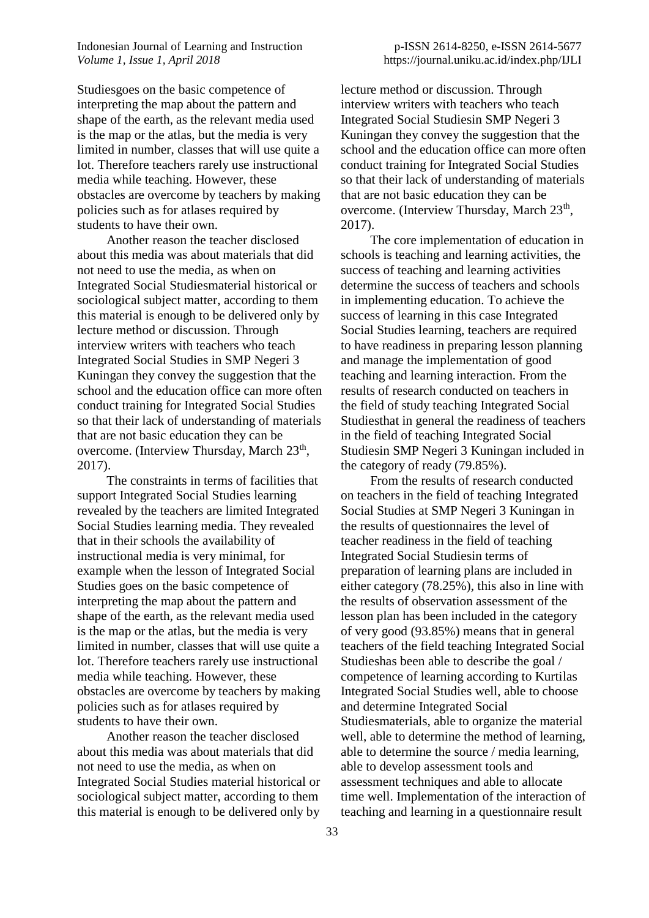Studiesgoes on the basic competence of interpreting the map about the pattern and shape of the earth, as the relevant media used is the map or the atlas, but the media is very limited in number, classes that will use quite a lot. Therefore teachers rarely use instructional media while teaching. However, these obstacles are overcome by teachers by making policies such as for atlases required by students to have their own.

Another reason the teacher disclosed about this media was about materials that did not need to use the media, as when on Integrated Social Studiesmaterial historical or sociological subject matter, according to them this material is enough to be delivered only by lecture method or discussion. Through interview writers with teachers who teach Integrated Social Studies in SMP Negeri 3 Kuningan they convey the suggestion that the school and the education office can more often conduct training for Integrated Social Studies so that their lack of understanding of materials that are not basic education they can be overcome. (Interview Thursday, March 23th, 2017).

The constraints in terms of facilities that support Integrated Social Studies learning revealed by the teachers are limited Integrated Social Studies learning media. They revealed that in their schools the availability of instructional media is very minimal, for example when the lesson of Integrated Social Studies goes on the basic competence of interpreting the map about the pattern and shape of the earth, as the relevant media used is the map or the atlas, but the media is very limited in number, classes that will use quite a lot. Therefore teachers rarely use instructional media while teaching. However, these obstacles are overcome by teachers by making policies such as for atlases required by students to have their own.

Another reason the teacher disclosed about this media was about materials that did not need to use the media, as when on Integrated Social Studies material historical or sociological subject matter, according to them this material is enough to be delivered only by lecture method or discussion. Through interview writers with teachers who teach Integrated Social Studiesin SMP Negeri 3 Kuningan they convey the suggestion that the school and the education office can more often conduct training for Integrated Social Studies so that their lack of understanding of materials that are not basic education they can be overcome. (Interview Thursday, March 23th, 2017).

The core implementation of education in schools is teaching and learning activities, the success of teaching and learning activities determine the success of teachers and schools in implementing education. To achieve the success of learning in this case Integrated Social Studies learning, teachers are required to have readiness in preparing lesson planning and manage the implementation of good teaching and learning interaction. From the results of research conducted on teachers in the field of study teaching Integrated Social Studiesthat in general the readiness of teachers in the field of teaching Integrated Social Studiesin SMP Negeri 3 Kuningan included in the category of ready (79.85%).

From the results of research conducted on teachers in the field of teaching Integrated Social Studies at SMP Negeri 3 Kuningan in the results of questionnaires the level of teacher readiness in the field of teaching Integrated Social Studiesin terms of preparation of learning plans are included in either category (78.25%), this also in line with the results of observation assessment of the lesson plan has been included in the category of very good (93.85%) means that in general teachers of the field teaching Integrated Social Studieshas been able to describe the goal / competence of learning according to Kurtilas Integrated Social Studies well, able to choose and determine Integrated Social Studiesmaterials, able to organize the material well, able to determine the method of learning, able to determine the source / media learning, able to develop assessment tools and assessment techniques and able to allocate time well. Implementation of the interaction of teaching and learning in a questionnaire result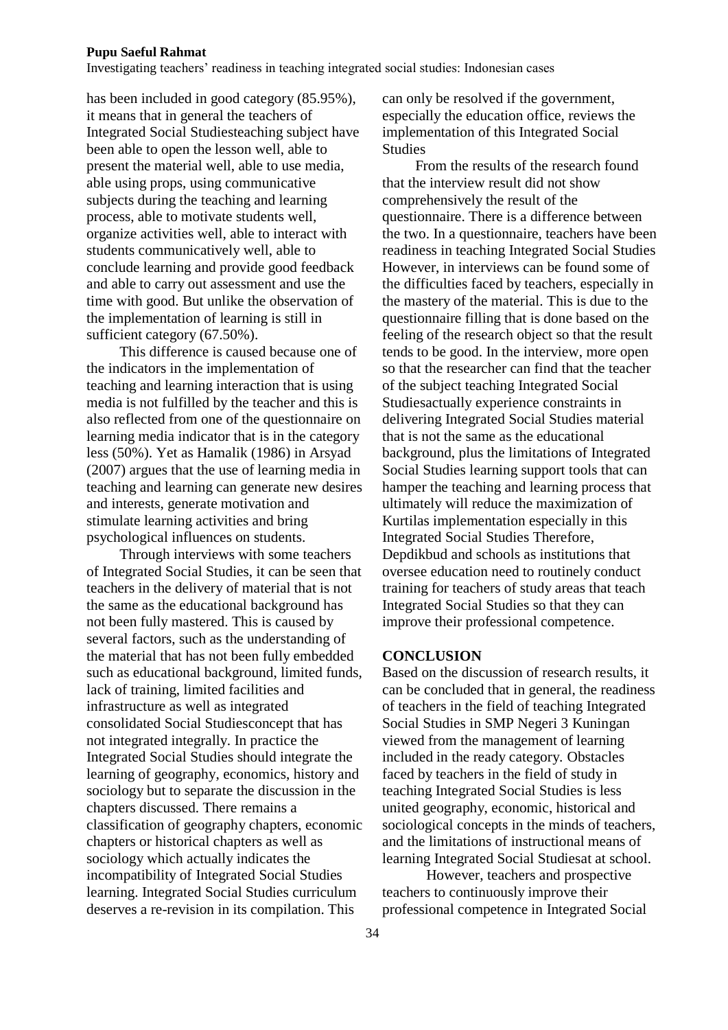has been included in good category (85.95%), it means that in general the teachers of Integrated Social Studiesteaching subject have been able to open the lesson well, able to present the material well, able to use media, able using props, using communicative subjects during the teaching and learning process, able to motivate students well, organize activities well, able to interact with students communicatively well, able to conclude learning and provide good feedback and able to carry out assessment and use the time with good. But unlike the observation of the implementation of learning is still in sufficient category (67.50%).

This difference is caused because one of the indicators in the implementation of teaching and learning interaction that is using media is not fulfilled by the teacher and this is also reflected from one of the questionnaire on learning media indicator that is in the category less (50%). Yet as Hamalik (1986) in Arsyad (2007) argues that the use of learning media in teaching and learning can generate new desires and interests, generate motivation and stimulate learning activities and bring psychological influences on students.

Through interviews with some teachers of Integrated Social Studies, it can be seen that teachers in the delivery of material that is not the same as the educational background has not been fully mastered. This is caused by several factors, such as the understanding of the material that has not been fully embedded such as educational background, limited funds, lack of training, limited facilities and infrastructure as well as integrated consolidated Social Studiesconcept that has not integrated integrally. In practice the Integrated Social Studies should integrate the learning of geography, economics, history and sociology but to separate the discussion in the chapters discussed. There remains a classification of geography chapters, economic chapters or historical chapters as well as sociology which actually indicates the incompatibility of Integrated Social Studies learning. Integrated Social Studies curriculum deserves a re-revision in its compilation. This can only be resolved if the government, especially the education office, reviews the implementation of this Integrated Social Studies

From the results of the research found that the interview result did not show comprehensively the result of the questionnaire. There is a difference between the two. In a questionnaire, teachers have been readiness in teaching Integrated Social Studies However, in interviews can be found some of the difficulties faced by teachers, especially in the mastery of the material. This is due to the questionnaire filling that is done based on the feeling of the research object so that the result tends to be good. In the interview, more open so that the researcher can find that the teacher of the subject teaching Integrated Social Studiesactually experience constraints in delivering Integrated Social Studies material that is not the same as the educational background, plus the limitations of Integrated Social Studies learning support tools that can hamper the teaching and learning process that ultimately will reduce the maximization of Kurtilas implementation especially in this Integrated Social Studies Therefore, Depdikbud and schools as institutions that oversee education need to routinely conduct training for teachers of study areas that teach Integrated Social Studies so that they can improve their professional competence.

## CONCLUSION

Based on the discussion of research results, it can be concluded that in general, the readiness of teachers in the field of teaching Integrated Social Studies in SMP Negeri 3 Kuningan viewed from the management of learning included in the ready category. Obstacles faced by teachers in the field of study in teaching Integrated Social Studies is less united geography, economic, historical and sociological concepts in the minds of teachers, and the limitations of instructional means of learning Integrated Social Studiesat at school.

However, teachers and prospective teachers to continuously improve their professional competence in Integrated Social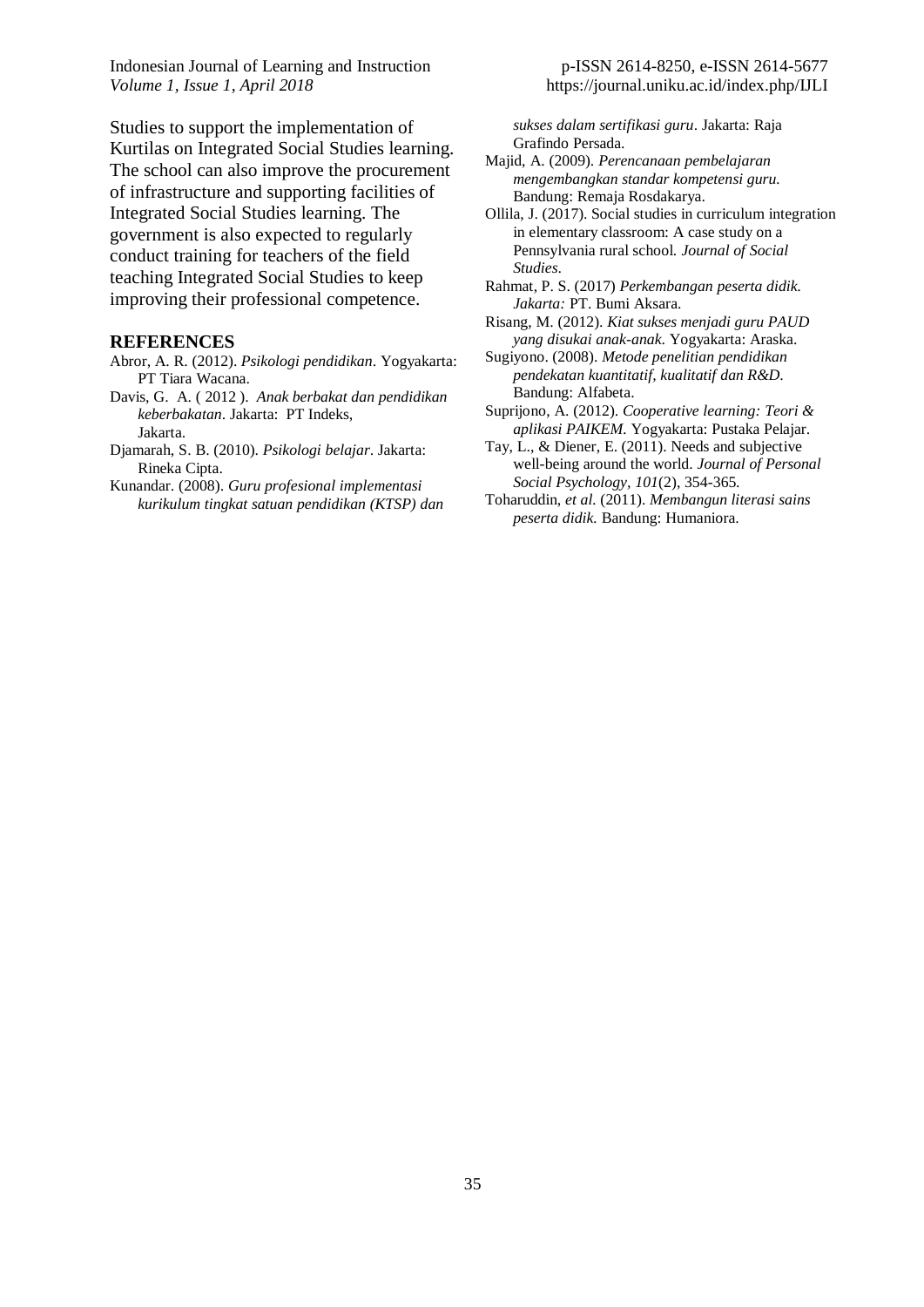Studies to support the implementation of Kurtilas on Integrated Social Studies learning. The school can also improve the procurement of infrastructure and supporting facilities of Integrated Social Studies learning. The government is also expected to regularly conduct training for teachers of the field teaching Integrated Social Studies to keep improving their professional competence.

## REFERENCES

Abror, A. R. (2012). *Psikologi pendidikan*. Yogyakarta: PT Tiara Wacana.

Davis, G. A. ( 2012 ). *Anak berbakat dan pendidikan keberbakatan*. Jakarta: PT Indeks, Jakarta.

Djamarah, S. B. (2010). *Psikologi belajar*. Jakarta: Rineka Cipta.

Kunandar. (2008). *Guru profesional implementasi kurikulum tingkat satuan pendidikan (KTSP) dan sukses dalam sertifikasi guru*. Jakarta: Raja Grafindo Persada.

Majid, A. (2009). *Perencanaan pembelajaran mengembangkan standar kompetensi guru.* Bandung: Remaja Rosdakarya.

Ollila, J. (2017). Social studies in curriculum integration in elementary classroom: A case study on a Pennsylvania rural school. *Journal of Social Studies*.

Rahmat, P. S. (2017) *Perkembangan peserta didik. Jakarta:* PT. Bumi Aksara.

Risang, M. (2012). *Kiat sukses menjadi guru PAUD yang disukai anak-anak.* Yogyakarta: Araska.

Sugiyono. (2008). *Metode penelitian pendidikan pendekatan kuantitatif, kualitatif dan R&D.* Bandung: Alfabeta.

Suprijono, A. (2012). *Cooperative learning: Teori & aplikasi PAIKEM.* Yogyakarta: Pustaka Pelajar.

Tay, L., & Diener, E. (2011). Needs and subjective well-being around the world. *Journal of Personal Social Psychology, 101*(2), 354-365.

Toharuddin, *et al.* (2011). *Membangun literasi sains peserta didik.* Bandung: Humaniora.